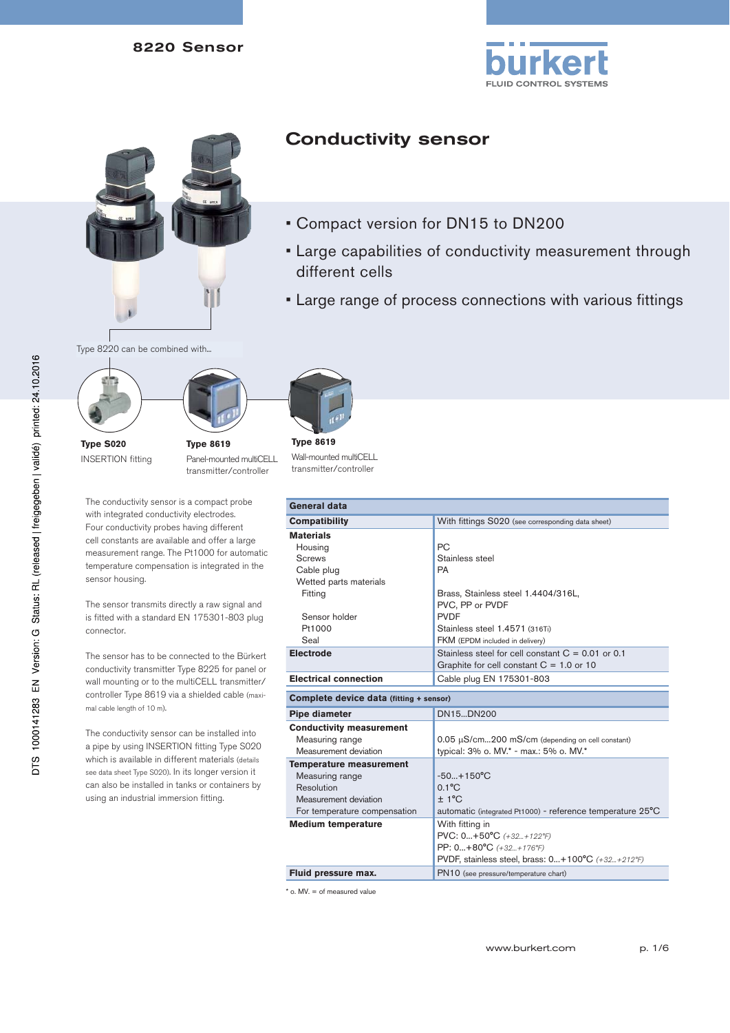8220 Sensor

# Conductivity sensor

- Compact version for DN15 to DN200
- Large capabilities of conductivity measurement through different cells
- Large range of process connections with various fittings

Type 8220 can be combined with...

**Type S020**
INSERTION fitting

**Type 8619**
Panel-mounted multiCELL transmitter/controller

**Type 8619**
Wall-mounted multiCELL transmitter/controller

The conductivity sensor is a compact probe with integrated conductivity electrodes. Four conductivity probes having different cell constants are available and offer a large measurement range. The Pt1000 for automatic temperature compensation is integrated in the sensor housing.

The sensor transmits directly a raw signal and is fitted with a standard EN 175301-803 plug connector.

The sensor has to be connected to the Bürkert conductivity transmitter Type 8225 for panel or wall mounting or to the multiCELL transmitter/controller Type 8619 via a shielded cable (maximal cable length of 10 m).

The conductivity sensor can be installed into a pipe by using INSERTION fitting Type S020 which is available in different materials (details see data sheet Type S020). In its longer version it can also be installed in tanks or containers by using an industrial immersion fitting.

| General data | |
|---|---|
| **Compatibility** | With fittings S020 (see corresponding data sheet) |
| **Materials** | |
| Housing | PC |
| Screws | Stainless steel |
| Cable plug | PA |
| Wetted parts materials | |
| Fitting | Brass, Stainless steel 1.4404/316L, PVC, PP or PVDF |
| Sensor holder | PVDF |
| Pt1000 | Stainless steel 1.4571 (316Ti) |
| Seal | FKM (EPDM included in delivery) |
| **Electrode** | Stainless steel for cell constant C = 0.01 or 0.1<br>Graphite for cell constant C = 1.0 or 10 |
| **Electrical connection** | Cable plug EN 175301-803 |

| Complete device data (fitting + sensor) | |
|---|---|
| **Pipe diameter** | DN15...DN200 |
| **Conductivity measurement** | |
| Measuring range | 0.05 µS/cm...200 mS/cm (depending on cell constant) |
| Measurement deviation | typical: 3% o. MV.* - max.: 5% o. MV.* |
| **Temperature measurement** | |
| Measuring range | -50...+150°C |
| Resolution | 0.1°C |
| Measurement deviation | ± 1°C |
| For temperature compensation | automatic (integrated Pt1000) - reference temperature 25°C |
| **Medium temperature** | With fitting in<br>PVC: 0...+50°C *(+32...+122°F)*<br>PP: 0...+80°C *(+32...+176°F)*<br>PVDF, stainless steel, brass: 0...+100°C *(+32...+212°F)* |
| **Fluid pressure max.** | PN10 (see pressure/temperature chart) |

\* o. MV. = of measured value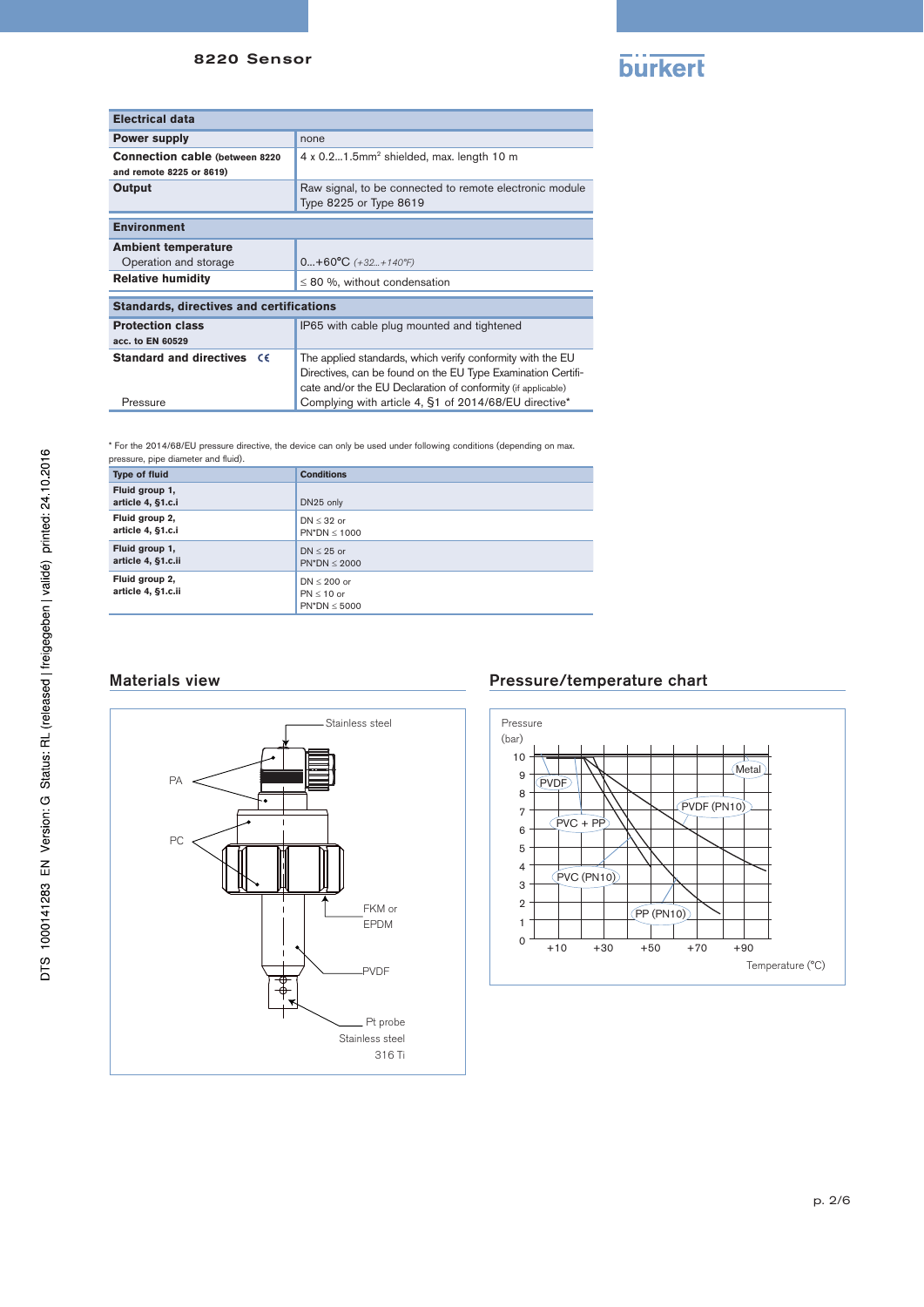| Electrical data | |
|---|---|
| **Power supply** | none |
| **Connection cable (between 8220 and remote 8225 or 8619)** | 4 x 0.2...1.5mm² shielded, max. length 10 m |
| **Output** | Raw signal, to be connected to remote electronic module Type 8225 or Type 8619 |

| Environment | |
|---|---|
| **Ambient temperature** Operation and storage | 0...+60°C *(+32...+140°F)* |
| **Relative humidity** | ≤ 80 %, without condensation |

| Standards, directives and certifications | |
|---|---|
| **Protection class** acc. to EN 60529 | IP65 with cable plug mounted and tightened |
| **Standard and directives** CE | The applied standards, which verify conformity with the EU Directives, can be found on the EU Type Examination Certificate and/or the EU Declaration of conformity (if applicable) |
| Pressure | Complying with article 4, §1 of 2014/68/EU directive* |

\* For the 2014/68/EU pressure directive, the device can only be used under following conditions (depending on max. pressure, pipe diameter and fluid).

| Type of fluid | Conditions |
|---|---|
| **Fluid group 1, article 4, §1.c.i** | DN25 only |
| **Fluid group 2, article 4, §1.c.i** | DN ≤ 32 or PN*DN ≤ 1000 |
| **Fluid group 1, article 4, §1.c.ii** | DN ≤ 25 or PN*DN ≤ 2000 |
| **Fluid group 2, article 4, §1.c.ii** | DN ≤ 200 or PN ≤ 10 or PN*DN ≤ 5000 |

## Materials view

Stainless steel
PA
PC
FKM or EPDM
PVDF
Pt probe Stainless steel 316 Ti

## Pressure/temperature chart

Pressure (bar)
Metal
PVDF
PVDF (PN10)
PVC + PP
PVC (PN10)
PP (PN10)
Temperature (°C)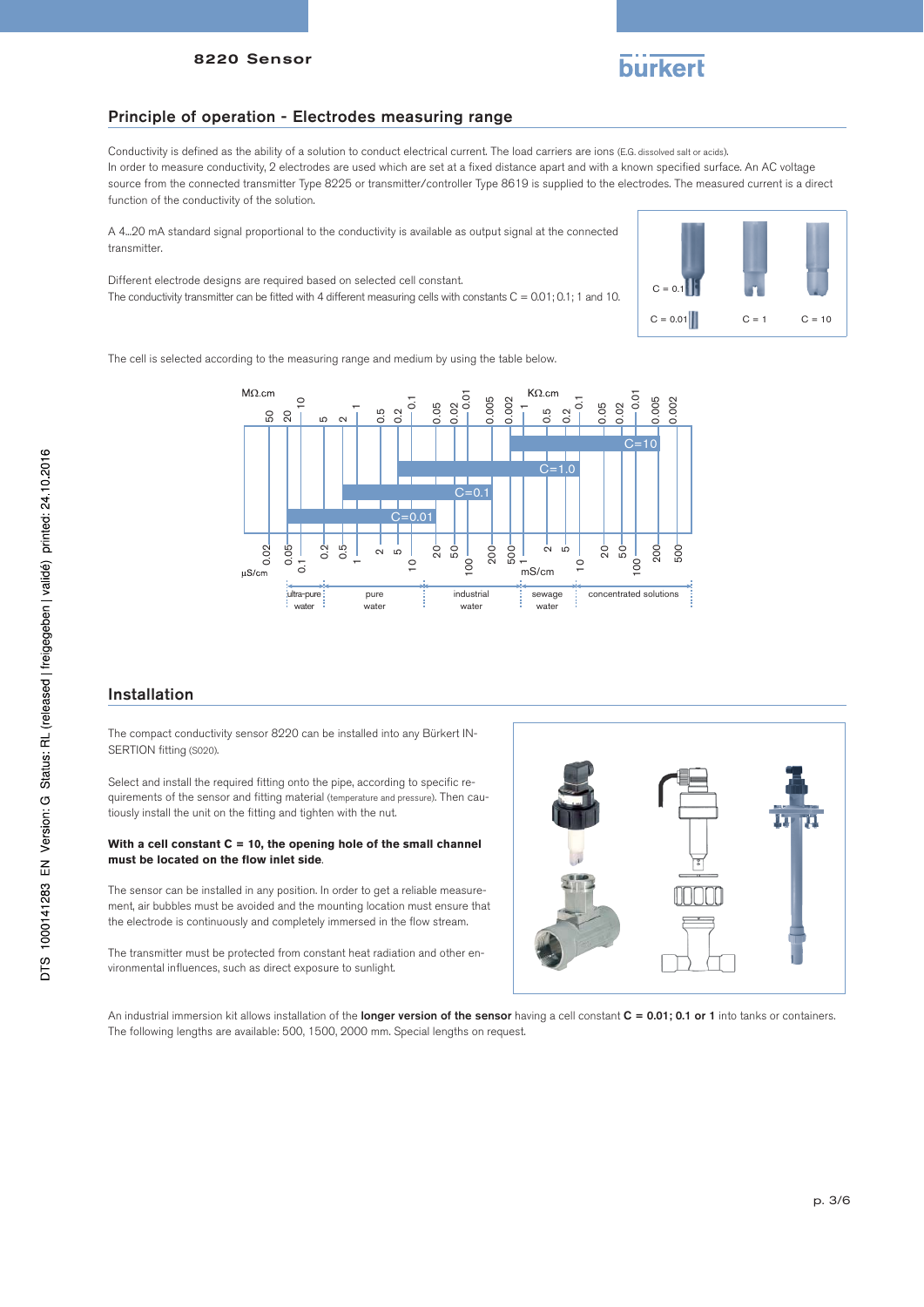## Principle of operation - Electrodes measuring range

Conductivity is defined as the ability of a solution to conduct electrical current. The load carriers are ions (E.G. dissolved salt or acids).
In order to measure conductivity, 2 electrodes are used which are set at a fixed distance apart and with a known specified surface. An AC voltage source from the connected transmitter Type 8225 or transmitter/controller Type 8619 is supplied to the electrodes. The measured current is a direct function of the conductivity of the solution.

A 4...20 mA standard signal proportional to the conductivity is available as output signal at the connected transmitter.

Different electrode designs are required based on selected cell constant.
The conductivity transmitter can be fitted with 4 different measuring cells with constants C = 0.01; 0.1; 1 and 10.

C = 0.1 C = 0.01 C = 1 C = 10

The cell is selected according to the measuring range and medium by using the table below.

MΩ.cm: 50 20 10 5 2 1 0.5 0.2 0.1 0.05 0.02 0.01 0.005 0.002 | KΩ.cm: 1 0.5 0.2 0.1 0.05 0.02 0.01 0.005 0.002

C=10 · C=1.0 · C=0.1 · C=0.01

µS/cm: 0.02 0.05 0.1 0.2 0.5 1 2 5 10 20 50 100 200 500 | mS/cm: 1 2 5 10 20 50 100 200 500

ultra-pure water | pure water | industrial water | sewage water | concentrated solutions

## Installation

The compact conductivity sensor 8220 can be installed into any Bürkert INSERTION fitting (S020).

Select and install the required fitting onto the pipe, according to specific requirements of the sensor and fitting material (temperature and pressure). Then cautiously install the unit on the fitting and tighten with the nut.

**With a cell constant C = 10, the opening hole of the small channel must be located on the flow inlet side**.

The sensor can be installed in any position. In order to get a reliable measurement, air bubbles must be avoided and the mounting location must ensure that the electrode is continuously and completely immersed in the flow stream.

The transmitter must be protected from constant heat radiation and other environmental influences, such as direct exposure to sunlight.

An industrial immersion kit allows installation of the **longer version of the sensor** having a cell constant **C = 0.01; 0.1 or 1** into tanks or containers.
The following lengths are available: 500, 1500, 2000 mm. Special lengths on request.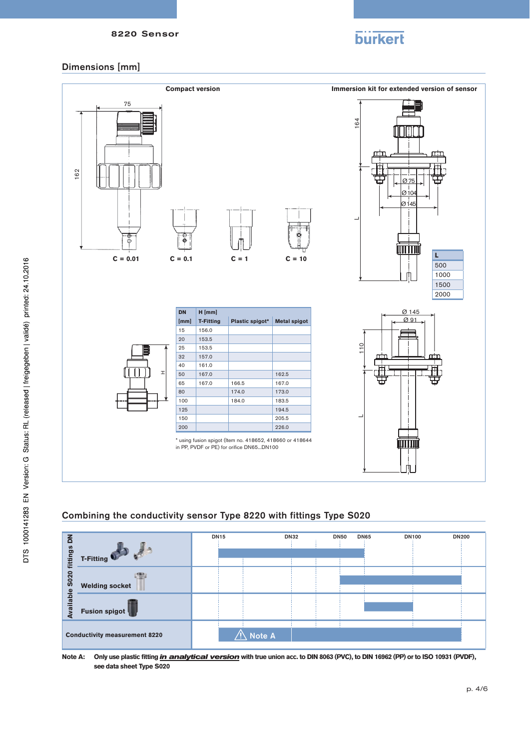## Dimensions [mm]

**Compact version**

75

162

C = 0.01 C = 0.1 C = 1 C = 10

**Immersion kit for extended version of sensor**

164

Ø 75
Ø 104
Ø 145

L

| L |
|---|
| 500 |
| 1000 |
| 1500 |
| 2000 |

| DN [mm] | H [mm] T-Fitting | Plastic spigot* | Metal spigot |
|---|---|---|---|
| 15 | 156.0 | | |
| 20 | 153.5 | | |
| 25 | 153.5 | | |
| 32 | 157.0 | | |
| 40 | 161.0 | | |
| 50 | 167.0 | | 162.5 |
| 65 | 167.0 | 166.5 | 167.0 |
| 80 | | 174.0 | 173.0 |
| 100 | | 184.0 | 183.5 |
| 125 | | | 194.5 |
| 150 | | | 205.5 |
| 200 | | | 226.0 |

\* using fusion spigot (Item no. 418652, 418660 or 418644 in PP, PVDF or PE) for orifice DN65...DN100

Ø 145
Ø 91

110

L

## Combining the conductivity sensor Type 8220 with fittings Type S020

| Available S020 fittings DN | DN15 | DN32 | DN50 | DN65 | DN100 | DN200 |
|---|---|---|---|---|---|---|
| T-Fitting | DN15 … DN65 | | | | | |
| Welding socket | DN50 … DN200 | | | | | |
| Fusion spigot | DN65 … DN100 | | | | | |
| Conductivity measurement 8220 | DN15 … DN200 (DN15 … DN32: Note A) | | | | | |

**Note A:** **Only use plastic fitting *in analytical version* with true union acc. to DIN 8063 (PVC), to DIN 16962 (PP) or to ISO 10931 (PVDF), see data sheet Type S020**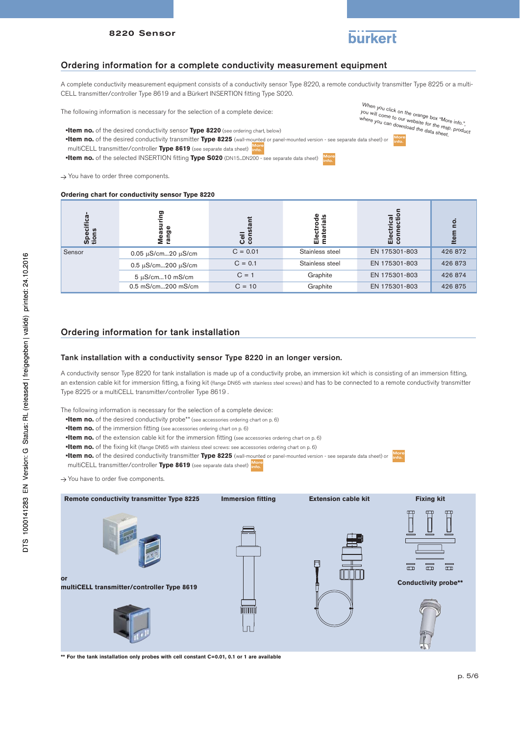## Ordering information for a complete conductivity measurement equipment

A complete conductivity measurement equipment consists of a conductivity sensor Type 8220, a remote conductivity transmitter Type 8225 or a multiCELL transmitter/controller Type 8619 and a Bürkert INSERTION fitting Type S020.

The following information is necessary for the selection of a complete device:

*When you click on the orange box "More info.", you will come to our website for the resp. product where you can download the data sheet.*

- **Item no.** of the desired conductivity sensor **Type 8220** (see ordering chart, below)
- **Item no.** of the desired conductivity transmitter **Type 8225** (wall-mounted or panel-mounted version - see separate data sheet) or More info. multiCELL transmitter/controller **Type 8619** (see separate data sheet) More info.
- **Item no.** of the selected INSERTION fitting **Type S020** (DN15...DN200 - see separate data sheet) More info.

→ You have to order three components.

**Ordering chart for conductivity sensor Type 8220**

| Specifications | Measuring range | Cell constant | Electrode materials | Electrical connection | Item no. |
|---|---|---|---|---|---|
| Sensor | 0.05 µS/cm...20 µS/cm | C = 0.01 | Stainless steel | EN 175301-803 | 426 872 |
| | 0.5 µS/cm...200 µS/cm | C = 0.1 | Stainless steel | EN 175301-803 | 426 873 |
| | 5 µS/cm...10 mS/cm | C = 1 | Graphite | EN 175301-803 | 426 874 |
| | 0.5 mS/cm...200 mS/cm | C = 10 | Graphite | EN 175301-803 | 426 875 |

## Ordering information for tank installation

### Tank installation with a conductivity sensor Type 8220 in an longer version.

A conductivity sensor Type 8220 for tank installation is made up of a conductivity probe, an immersion kit which is consisting of an immersion fitting, an extension cable kit for immersion fitting, a fixing kit (flange DN65 with stainless steel screws) and has to be connected to a remote conductivity transmitter Type 8225 or a multiCELL transmitter/controller Type 8619 .

The following information is necessary for the selection of a complete device:

- **Item no.** of the desired conductivity probe** (see accessories ordering chart on p. 6)
- **Item no.** of the immersion fitting (see accessories ordering chart on p. 6)
- **Item no.** of the extension cable kit for the immersion fitting (see accessories ordering chart on p. 6)
- **Item no.** of the fixing kit (flange DN65 with stainless steel screws: see accessories ordering chart on p. 6)
- **Item no.** of the desired conductivity transmitter **Type 8225** (wall-mounted or panel-mounted version - see separate data sheet) or More info. multiCELL transmitter/controller **Type 8619** (see separate data sheet) More info.

→ You have to order five components.

**Remote conductivity transmitter Type 8225**

**or**

**multiCELL transmitter/controller Type 8619**

**Immersion fitting**

**Extension cable kit**

**Fixing kit**

**Conductivity probe****

**** For the tank installation only probes with cell constant C=0.01, 0.1 or 1 are available**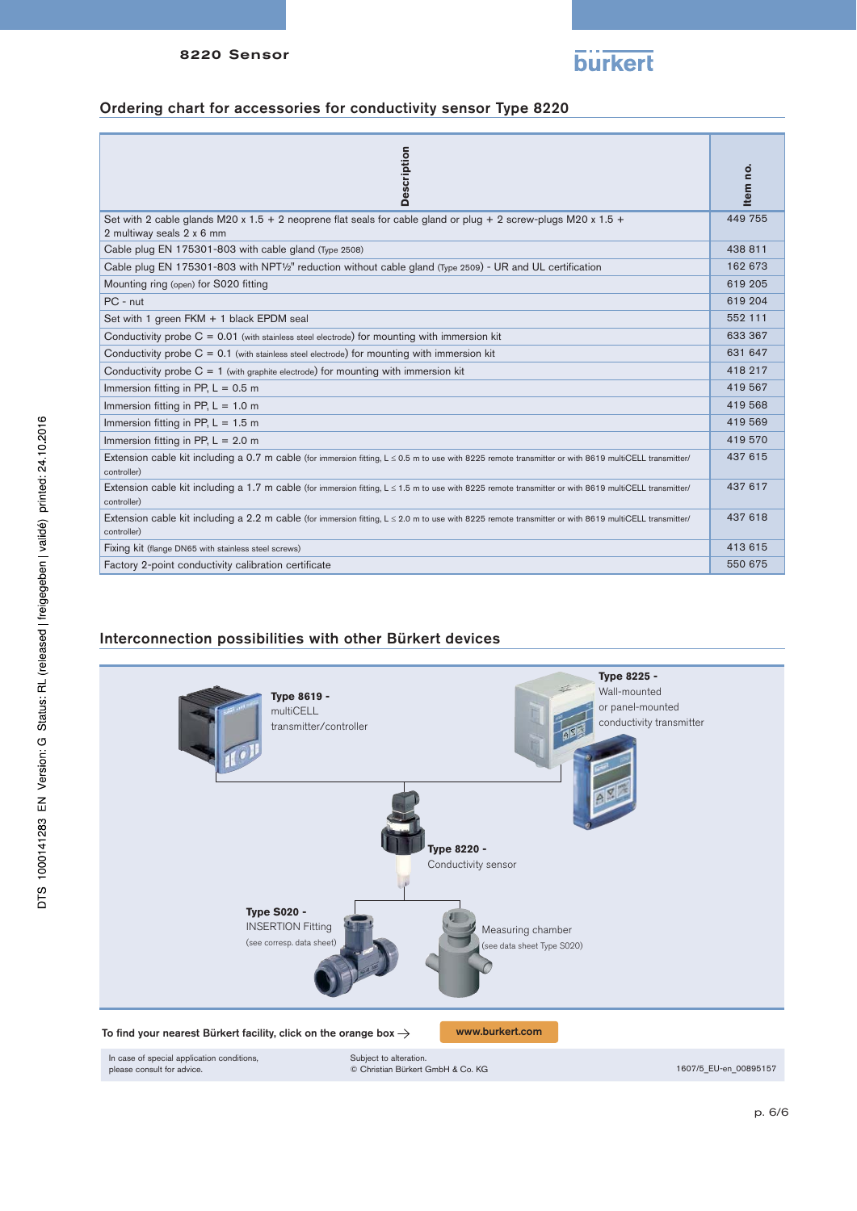## Ordering chart for accessories for conductivity sensor Type 8220

| Description | Item no. |
|---|---|
| Set with 2 cable glands M20 x 1.5 + 2 neoprene flat seals for cable gland or plug + 2 screw-plugs M20 x 1.5 + 2 multiway seals 2 x 6 mm | 449 755 |
| Cable plug EN 175301-803 with cable gland (Type 2508) | 438 811 |
| Cable plug EN 175301-803 with NPT½" reduction without cable gland (Type 2509) - UR and UL certification | 162 673 |
| Mounting ring (open) for S020 fitting | 619 205 |
| PC - nut | 619 204 |
| Set with 1 green FKM + 1 black EPDM seal | 552 111 |
| Conductivity probe C = 0.01 (with stainless steel electrode) for mounting with immersion kit | 633 367 |
| Conductivity probe C = 0.1 (with stainless steel electrode) for mounting with immersion kit | 631 647 |
| Conductivity probe C = 1 (with graphite electrode) for mounting with immersion kit | 418 217 |
| Immersion fitting in PP, L = 0.5 m | 419 567 |
| Immersion fitting in PP, L = 1.0 m | 419 568 |
| Immersion fitting in PP, L = 1.5 m | 419 569 |
| Immersion fitting in PP, L = 2.0 m | 419 570 |
| Extension cable kit including a 0.7 m cable (for immersion fitting, L ≤ 0.5 m to use with 8225 remote transmitter or with 8619 multiCELL transmitter/controller) | 437 615 |
| Extension cable kit including a 1.7 m cable (for immersion fitting, L ≤ 1.5 m to use with 8225 remote transmitter or with 8619 multiCELL transmitter/controller) | 437 617 |
| Extension cable kit including a 2.2 m cable (for immersion fitting, L ≤ 2.0 m to use with 8225 remote transmitter or with 8619 multiCELL transmitter/controller) | 437 618 |
| Fixing kit (flange DN65 with stainless steel screws) | 413 615 |
| Factory 2-point conductivity calibration certificate | 550 675 |

## Interconnection possibilities with other Bürkert devices

**Type 8619 -** multiCELL transmitter/controller

**Type 8225 -** Wall-mounted or panel-mounted conductivity transmitter

**Type 8220 -** Conductivity sensor

**Type S020 -** INSERTION Fitting (see corresp. data sheet)

Measuring chamber (see data sheet Type S020)

To find your nearest Bürkert facility, click on the orange box → www.burkert.com

In case of special application conditions, please consult for advice.

Subject to alteration.
© Christian Bürkert GmbH & Co. KG

1607/5_EU-en_00895157